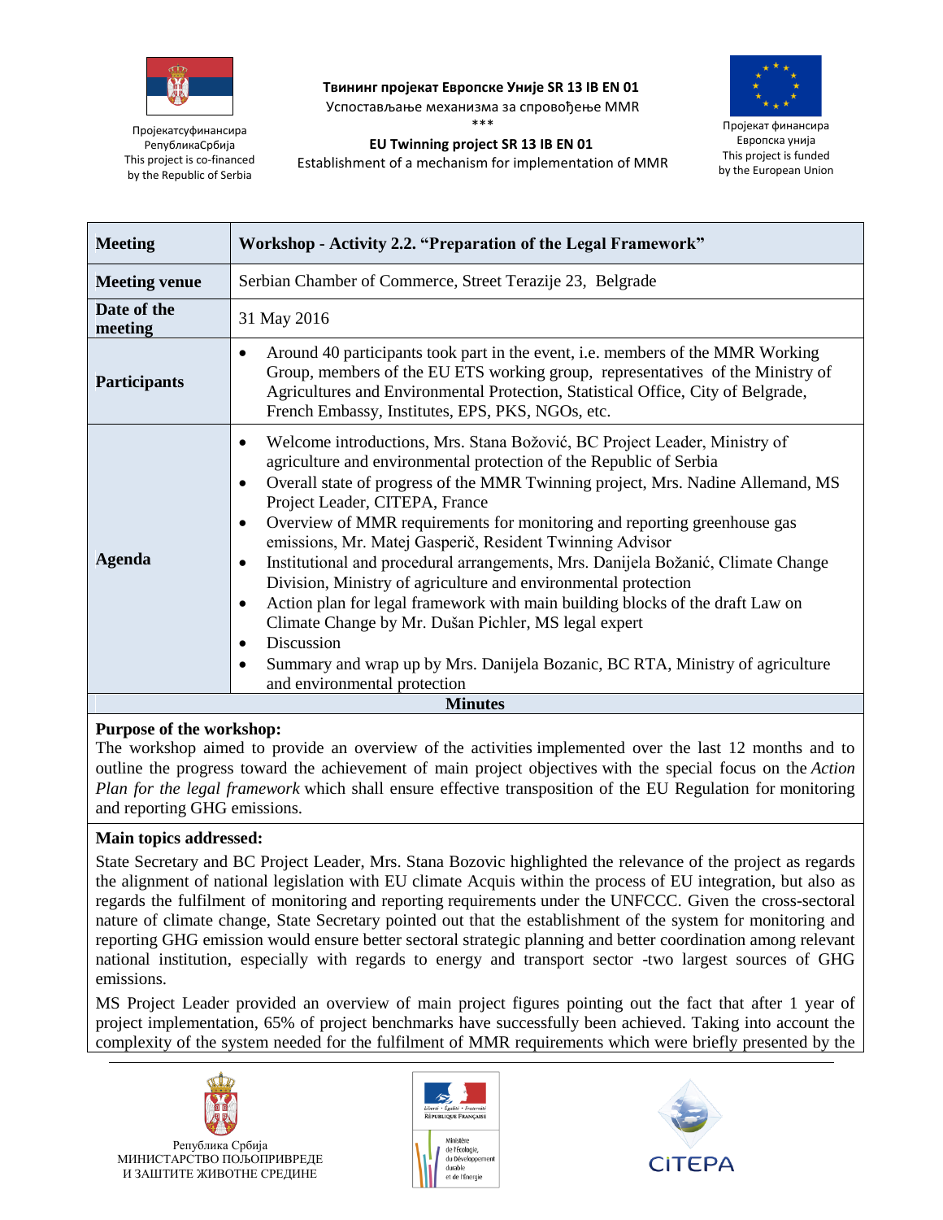Пројекатсуфинансира РепубликаСрбија
This project is co-financed by the Republic of Serbia

**Твининг пројекат Европске Уније SR 13 IB EN 01**
Успостављање механизма за спровођење MMR
\*\*\*
**EU Twinning project SR 13 IB EN 01**
Establishment of a mechanism for implementation of MMR

Пројекат финансира Европска унија
This project is funded by the European Union

| **Meeting** | **Workshop - Activity 2.2. “Preparation of the Legal Framework”** |
|---|---|
| **Meeting venue** | Serbian Chamber of Commerce, Street Terazije 23, Belgrade |
| **Date of the meeting** | 31 May 2016 |
| **Participants** | • Around 40 participants took part in the event, i.e. members of the MMR Working Group, members of the EU ETS working group, representatives of the Ministry of Agricultures and Environmental Protection, Statistical Office, City of Belgrade, French Embassy, Institutes, EPS, PKS, NGOs, etc. |
| **Agenda** | • Welcome introductions, Mrs. Stana Božović, BC Project Leader, Ministry of agriculture and environmental protection of the Republic of Serbia<br>• Overall state of progress of the MMR Twinning project, Mrs. Nadine Allemand, MS Project Leader, CITEPA, France<br>• Overview of MMR requirements for monitoring and reporting greenhouse gas emissions, Mr. Matej Gasperič, Resident Twinning Advisor<br>• Institutional and procedural arrangements, Mrs. Danijela Božanić, Climate Change Division, Ministry of agriculture and environmental protection<br>• Action plan for legal framework with main building blocks of the draft Law on Climate Change by Mr. Dušan Pichler, MS legal expert<br>• Discussion<br>• Summary and wrap up by Mrs. Danijela Bozanic, BC RTA, Ministry of agriculture and environmental protection |

**Minutes**

**Purpose of the workshop:**

The workshop aimed to provide an overview of the activities implemented over the last 12 months and to outline the progress toward the achievement of main project objectives with the special focus on the *Action Plan for the legal framework* which shall ensure effective transposition of the EU Regulation for monitoring and reporting GHG emissions.

**Main topics addressed:**

State Secretary and BC Project Leader, Mrs. Stana Bozovic highlighted the relevance of the project as regards the alignment of national legislation with EU climate Acquis within the process of EU integration, but also as regards the fulfilment of monitoring and reporting requirements under the UNFCCC. Given the cross-sectoral nature of climate change, State Secretary pointed out that the establishment of the system for monitoring and reporting GHG emission would ensure better sectoral strategic planning and better coordination among relevant national institution, especially with regards to energy and transport sector -two largest sources of GHG emissions.

MS Project Leader provided an overview of main project figures pointing out the fact that after 1 year of project implementation, 65% of project benchmarks have successfully been achieved. Taking into account the complexity of the system needed for the fulfilment of MMR requirements which were briefly presented by the

Република Србија
МИНИСТАРСТВО ПОЉОПРИВРЕДЕ И ЗАШТИТЕ ЖИВОТНЕ СРЕДИНЕ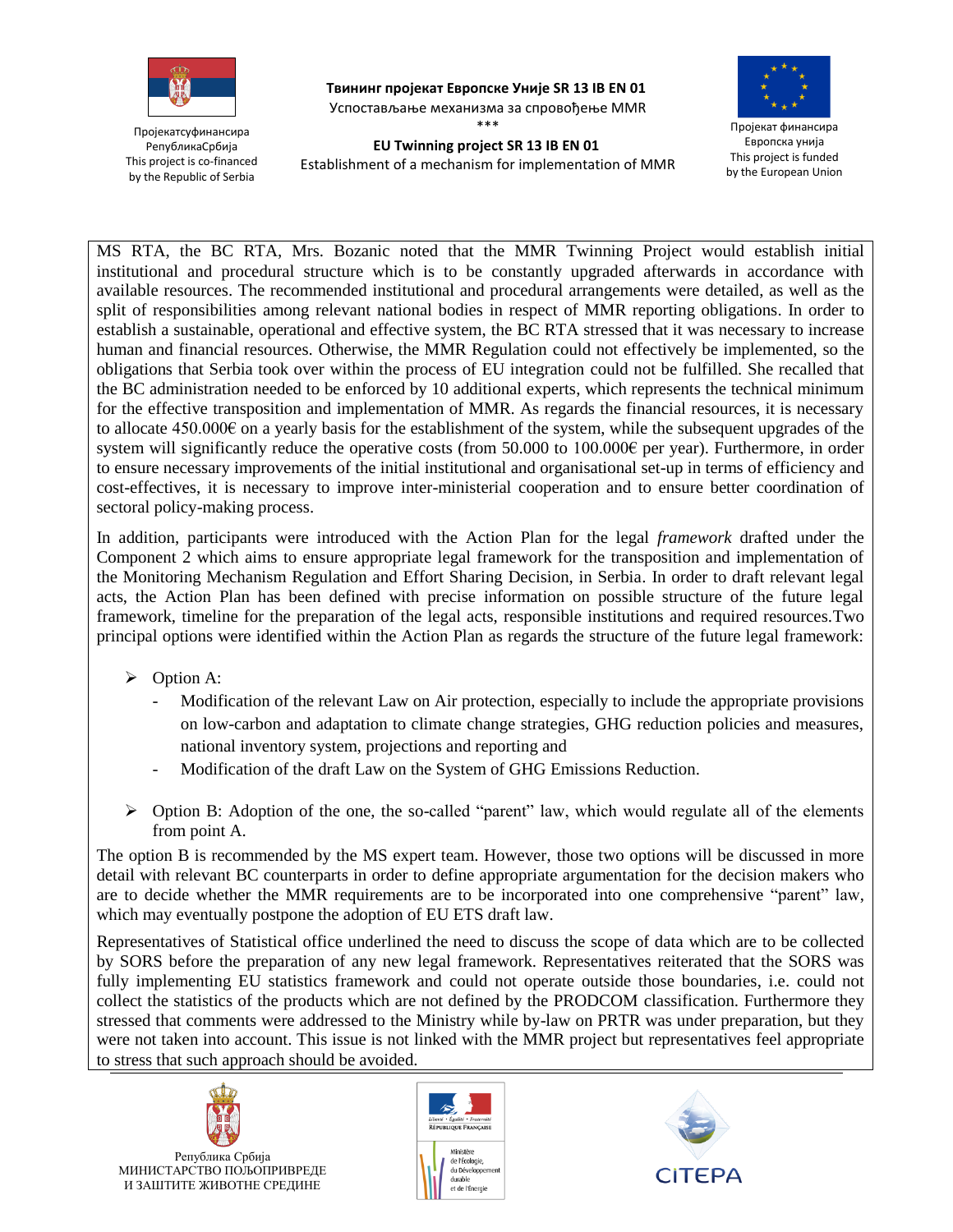MS RTA, the BC RTA, Mrs. Bozanic noted that the MMR Twinning Project would establish initial institutional and procedural structure which is to be constantly upgraded afterwards in accordance with available resources. The recommended institutional and procedural arrangements were detailed, as well as the split of responsibilities among relevant national bodies in respect of MMR reporting obligations. In order to establish a sustainable, operational and effective system, the BC RTA stressed that it was necessary to increase human and financial resources. Otherwise, the MMR Regulation could not effectively be implemented, so the obligations that Serbia took over within the process of EU integration could not be fulfilled. She recalled that the BC administration needed to be enforced by 10 additional experts, which represents the technical minimum for the effective transposition and implementation of MMR. As regards the financial resources, it is necessary to allocate 450.000€ on a yearly basis for the establishment of the system, while the subsequent upgrades of the system will significantly reduce the operative costs (from 50.000 to 100.000€ per year). Furthermore, in order to ensure necessary improvements of the initial institutional and organisational set-up in terms of efficiency and cost-effectives, it is necessary to improve inter-ministerial cooperation and to ensure better coordination of sectoral policy-making process.

In addition, participants were introduced with the Action Plan for the legal *framework* drafted under the Component 2 which aims to ensure appropriate legal framework for the transposition and implementation of the Monitoring Mechanism Regulation and Effort Sharing Decision, in Serbia. In order to draft relevant legal acts, the Action Plan has been defined with precise information on possible structure of the future legal framework, timeline for the preparation of the legal acts, responsible institutions and required resources.Two principal options were identified within the Action Plan as regards the structure of the future legal framework:

- Option A:
  - Modification of the relevant Law on Air protection, especially to include the appropriate provisions on low-carbon and adaptation to climate change strategies, GHG reduction policies and measures, national inventory system, projections and reporting and
  - Modification of the draft Law on the System of GHG Emissions Reduction.

- Option B: Adoption of the one, the so-called "parent" law, which would regulate all of the elements from point A.

The option B is recommended by the MS expert team. However, those two options will be discussed in more detail with relevant BC counterparts in order to define appropriate argumentation for the decision makers who are to decide whether the MMR requirements are to be incorporated into one comprehensive "parent" law, which may eventually postpone the adoption of EU ETS draft law.

Representatives of Statistical office underlined the need to discuss the scope of data which are to be collected by SORS before the preparation of any new legal framework. Representatives reiterated that the SORS was fully implementing EU statistics framework and could not operate outside those boundaries, i.e. could not collect the statistics of the products which are not defined by the PRODCOM classification. Furthermore they stressed that comments were addressed to the Ministry while by-law on PRTR was under preparation, but they were not taken into account. This issue is not linked with the MMR project but representatives feel appropriate to stress that such approach should be avoided.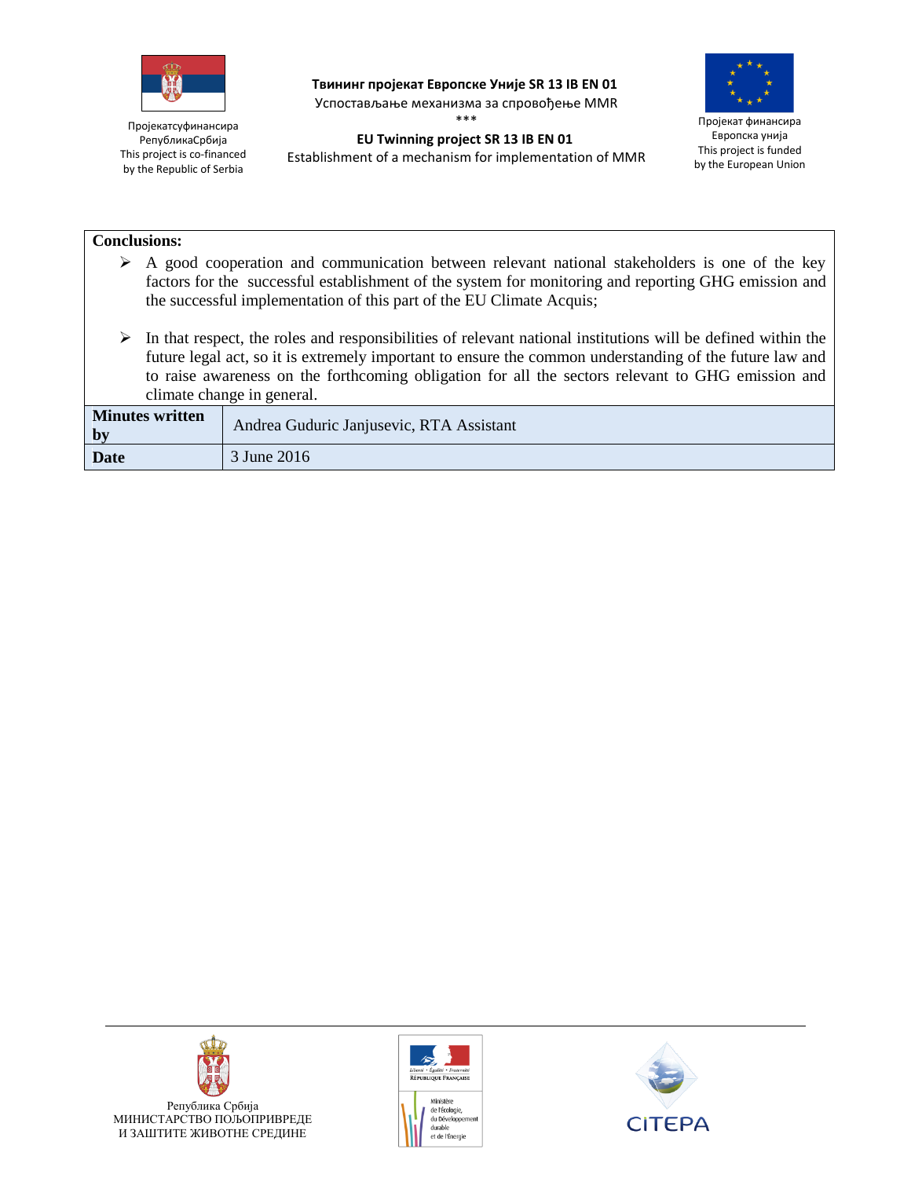| | |
|---|---|
| **Conclusions:** | |
| ➢ A good cooperation and communication between relevant national stakeholders is one of the key factors for the successful establishment of the system for monitoring and reporting GHG emission and the successful implementation of this part of the EU Climate Acquis;<br><br>➢ In that respect, the roles and responsibilities of relevant national institutions will be defined within the future legal act, so it is extremely important to ensure the common understanding of the future law and to raise awareness on the forthcoming obligation for all the sectors relevant to GHG emission and climate change in general. | |
| **Minutes written by** | Andrea Guduric Janjusevic, RTA Assistant |
| **Date** | 3 June 2016 |